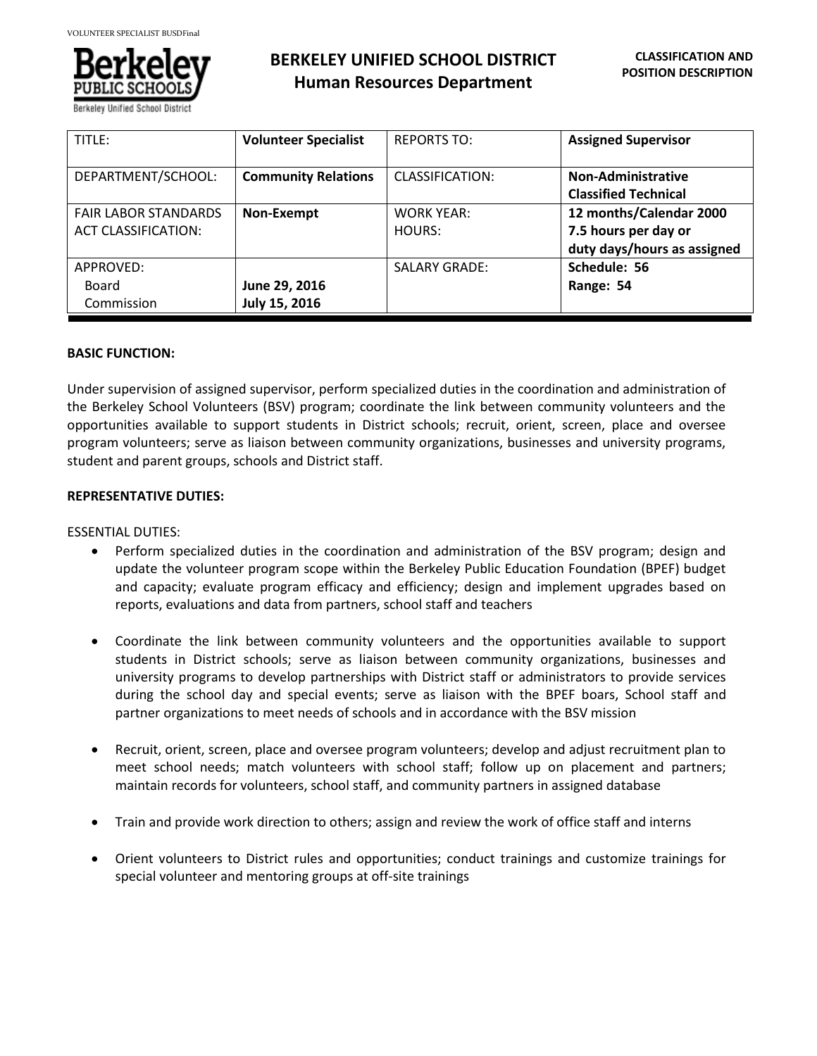# BERKELEY UNIFIED SCHOOL DISTRICT
## Human Resources Department

**CLASSIFICATION AND POSITION DESCRIPTION**

| TITLE: | **Volunteer Specialist** | REPORTS TO: | **Assigned Supervisor** |
|---|---|---|---|
| DEPARTMENT/SCHOOL: | **Community Relations** | CLASSIFICATION: | **Non-Administrative Classified Technical** |
| FAIR LABOR STANDARDS ACT CLASSIFICATION: | **Non-Exempt** | WORK YEAR: HOURS: | **12 months/Calendar 2000 7.5 hours per day or duty days/hours as assigned** |
| APPROVED: Board Commission | **June 29, 2016 July 15, 2016** | SALARY GRADE: | **Schedule: 56 Range: 54** |

**BASIC FUNCTION:**

Under supervision of assigned supervisor, perform specialized duties in the coordination and administration of the Berkeley School Volunteers (BSV) program; coordinate the link between community volunteers and the opportunities available to support students in District schools; recruit, orient, screen, place and oversee program volunteers; serve as liaison between community organizations, businesses and university programs, student and parent groups, schools and District staff.

**REPRESENTATIVE DUTIES:**

ESSENTIAL DUTIES:

- Perform specialized duties in the coordination and administration of the BSV program; design and update the volunteer program scope within the Berkeley Public Education Foundation (BPEF) budget and capacity; evaluate program efficacy and efficiency; design and implement upgrades based on reports, evaluations and data from partners, school staff and teachers

- Coordinate the link between community volunteers and the opportunities available to support students in District schools; serve as liaison between community organizations, businesses and university programs to develop partnerships with District staff or administrators to provide services during the school day and special events; serve as liaison with the BPEF boars, School staff and partner organizations to meet needs of schools and in accordance with the BSV mission

- Recruit, orient, screen, place and oversee program volunteers; develop and adjust recruitment plan to meet school needs; match volunteers with school staff; follow up on placement and partners; maintain records for volunteers, school staff, and community partners in assigned database

- Train and provide work direction to others; assign and review the work of office staff and interns

- Orient volunteers to District rules and opportunities; conduct trainings and customize trainings for special volunteer and mentoring groups at off-site trainings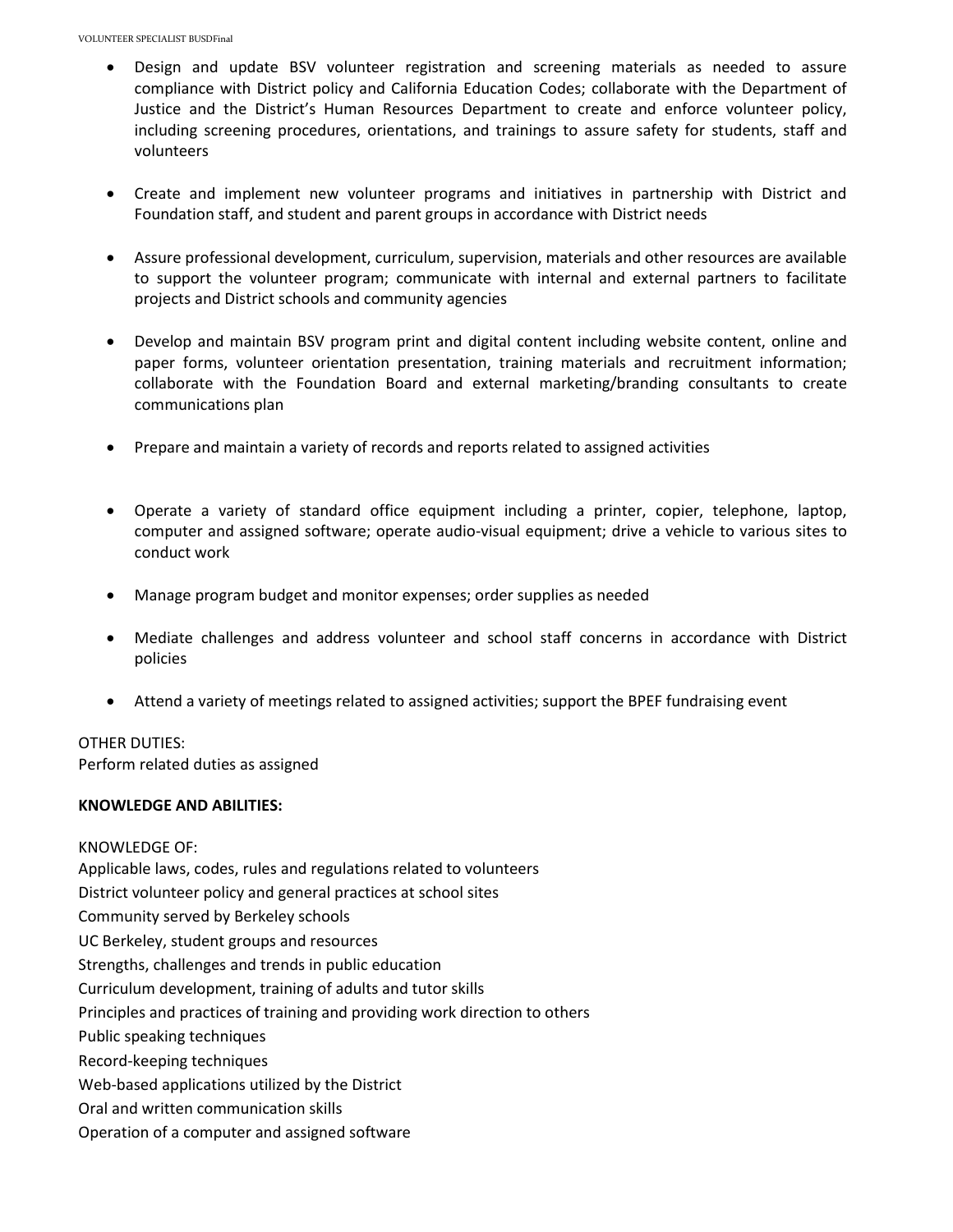- Design and update BSV volunteer registration and screening materials as needed to assure compliance with District policy and California Education Codes; collaborate with the Department of Justice and the District's Human Resources Department to create and enforce volunteer policy, including screening procedures, orientations, and trainings to assure safety for students, staff and volunteers

- Create and implement new volunteer programs and initiatives in partnership with District and Foundation staff, and student and parent groups in accordance with District needs

- Assure professional development, curriculum, supervision, materials and other resources are available to support the volunteer program; communicate with internal and external partners to facilitate projects and District schools and community agencies

- Develop and maintain BSV program print and digital content including website content, online and paper forms, volunteer orientation presentation, training materials and recruitment information; collaborate with the Foundation Board and external marketing/branding consultants to create communications plan

- Prepare and maintain a variety of records and reports related to assigned activities

- Operate a variety of standard office equipment including a printer, copier, telephone, laptop, computer and assigned software; operate audio-visual equipment; drive a vehicle to various sites to conduct work

- Manage program budget and monitor expenses; order supplies as needed

- Mediate challenges and address volunteer and school staff concerns in accordance with District policies

- Attend a variety of meetings related to assigned activities; support the BPEF fundraising event

OTHER DUTIES:
Perform related duties as assigned

**KNOWLEDGE AND ABILITIES:**

KNOWLEDGE OF:
Applicable laws, codes, rules and regulations related to volunteers
District volunteer policy and general practices at school sites
Community served by Berkeley schools
UC Berkeley, student groups and resources
Strengths, challenges and trends in public education
Curriculum development, training of adults and tutor skills
Principles and practices of training and providing work direction to others
Public speaking techniques
Record-keeping techniques
Web-based applications utilized by the District
Oral and written communication skills
Operation of a computer and assigned software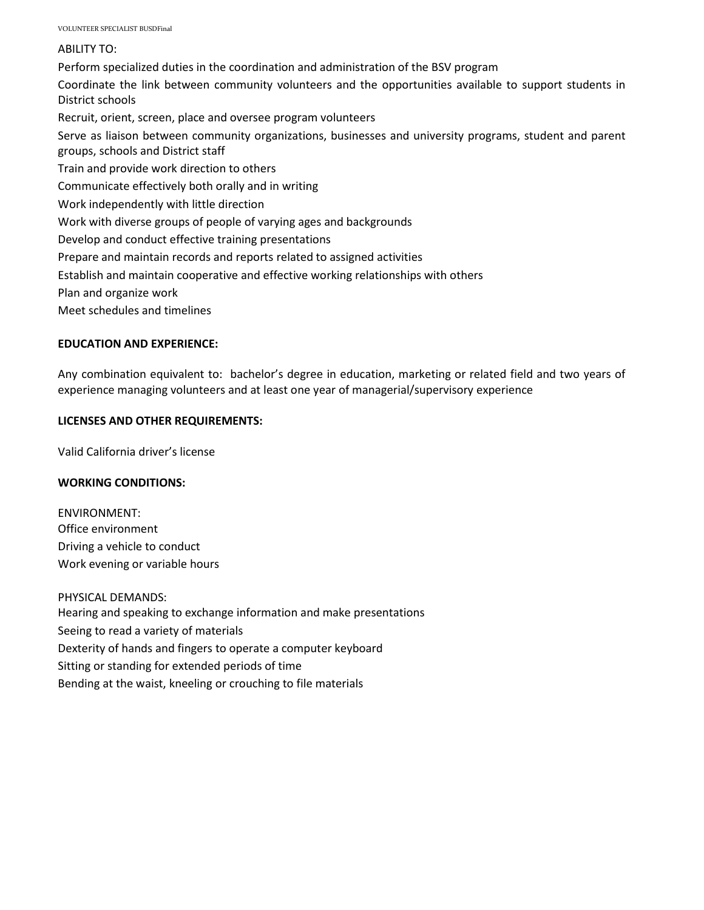ABILITY TO:

Perform specialized duties in the coordination and administration of the BSV program

Coordinate the link between community volunteers and the opportunities available to support students in District schools

Recruit, orient, screen, place and oversee program volunteers

Serve as liaison between community organizations, businesses and university programs, student and parent groups, schools and District staff

Train and provide work direction to others

Communicate effectively both orally and in writing

Work independently with little direction

Work with diverse groups of people of varying ages and backgrounds

Develop and conduct effective training presentations

Prepare and maintain records and reports related to assigned activities

Establish and maintain cooperative and effective working relationships with others

Plan and organize work

Meet schedules and timelines

**EDUCATION AND EXPERIENCE:**

Any combination equivalent to: bachelor's degree in education, marketing or related field and two years of experience managing volunteers and at least one year of managerial/supervisory experience

**LICENSES AND OTHER REQUIREMENTS:**

Valid California driver's license

**WORKING CONDITIONS:**

ENVIRONMENT:
Office environment
Driving a vehicle to conduct
Work evening or variable hours

PHYSICAL DEMANDS:
Hearing and speaking to exchange information and make presentations
Seeing to read a variety of materials
Dexterity of hands and fingers to operate a computer keyboard
Sitting or standing for extended periods of time
Bending at the waist, kneeling or crouching to file materials